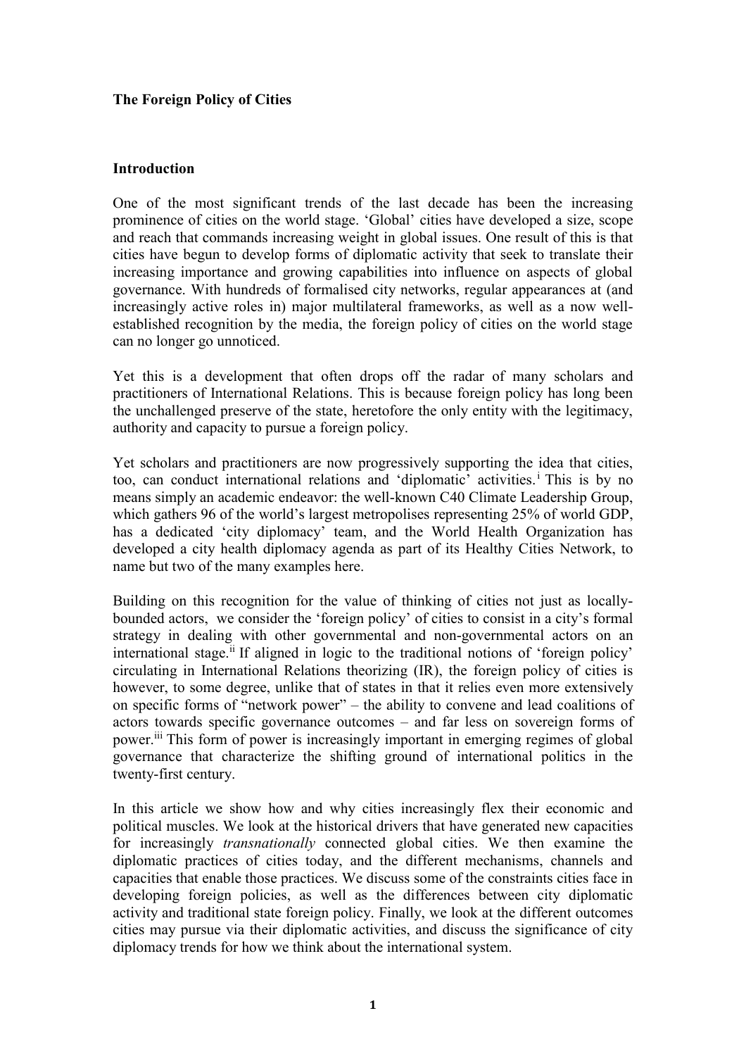**The Foreign Policy of Cities**

**Introduction**

One of the most significant trends of the last decade has been the increasing prominence of cities on the world stage. 'Global' cities have developed a size, scope and reach that commands increasing weight in global issues. One result of this is that cities have begun to develop forms of diplomatic activity that seek to translate their increasing importance and growing capabilities into influence on aspects of global governance. With hundreds of formalised city networks, regular appearances at (and increasingly active roles in) major multilateral frameworks, as well as a now well-established recognition by the media, the foreign policy of cities on the world stage can no longer go unnoticed.

Yet this is a development that often drops off the radar of many scholars and practitioners of International Relations. This is because foreign policy has long been the unchallenged preserve of the state, heretofore the only entity with the legitimacy, authority and capacity to pursue a foreign policy.

Yet scholars and practitioners are now progressively supporting the idea that cities, too, can conduct international relations and 'diplomatic' activities.[i] This is by no means simply an academic endeavor: the well-known C40 Climate Leadership Group, which gathers 96 of the world's largest metropolises representing 25% of world GDP, has a dedicated 'city diplomacy' team, and the World Health Organization has developed a city health diplomacy agenda as part of its Healthy Cities Network, to name but two of the many examples here.

Building on this recognition for the value of thinking of cities not just as locally-bounded actors, we consider the 'foreign policy' of cities to consist in a city's formal strategy in dealing with other governmental and non-governmental actors on an international stage.[ii] If aligned in logic to the traditional notions of 'foreign policy' circulating in International Relations theorizing (IR), the foreign policy of cities is however, to some degree, unlike that of states in that it relies even more extensively on specific forms of "network power" – the ability to convene and lead coalitions of actors towards specific governance outcomes – and far less on sovereign forms of power.[iii] This form of power is increasingly important in emerging regimes of global governance that characterize the shifting ground of international politics in the twenty-first century.

In this article we show how and why cities increasingly flex their economic and political muscles. We look at the historical drivers that have generated new capacities for increasingly *transnationally* connected global cities. We then examine the diplomatic practices of cities today, and the different mechanisms, channels and capacities that enable those practices. We discuss some of the constraints cities face in developing foreign policies, as well as the differences between city diplomatic activity and traditional state foreign policy. Finally, we look at the different outcomes cities may pursue via their diplomatic activities, and discuss the significance of city diplomacy trends for how we think about the international system.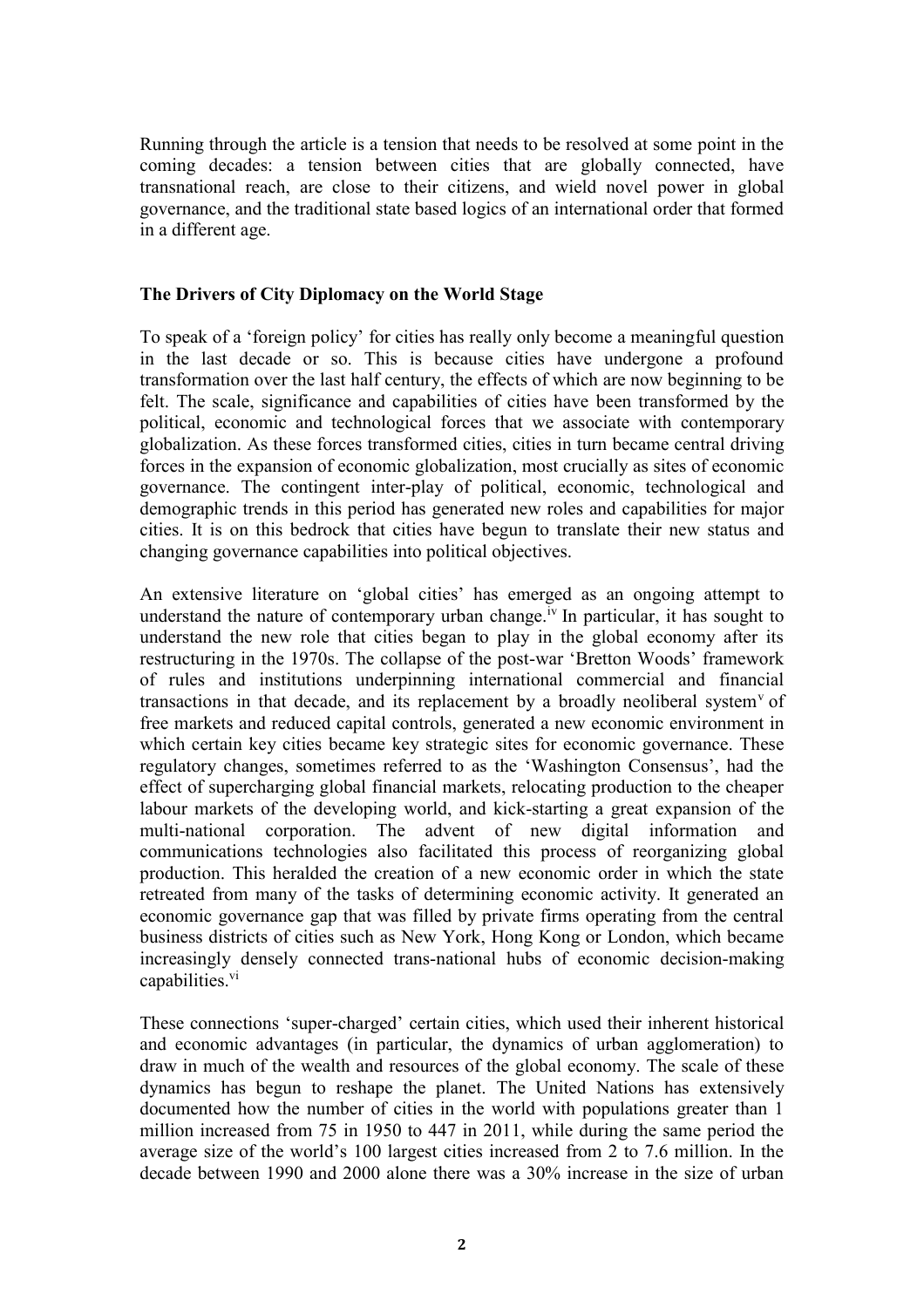Running through the article is a tension that needs to be resolved at some point in the coming decades: a tension between cities that are globally connected, have transnational reach, are close to their citizens, and wield novel power in global governance, and the traditional state based logics of an international order that formed in a different age.

**The Drivers of City Diplomacy on the World Stage**

To speak of a 'foreign policy' for cities has really only become a meaningful question in the last decade or so. This is because cities have undergone a profound transformation over the last half century, the effects of which are now beginning to be felt. The scale, significance and capabilities of cities have been transformed by the political, economic and technological forces that we associate with contemporary globalization. As these forces transformed cities, cities in turn became central driving forces in the expansion of economic globalization, most crucially as sites of economic governance. The contingent inter-play of political, economic, technological and demographic trends in this period has generated new roles and capabilities for major cities. It is on this bedrock that cities have begun to translate their new status and changing governance capabilities into political objectives.

An extensive literature on 'global cities' has emerged as an ongoing attempt to understand the nature of contemporary urban change.[iv] In particular, it has sought to understand the new role that cities began to play in the global economy after its restructuring in the 1970s. The collapse of the post-war 'Bretton Woods' framework of rules and institutions underpinning international commercial and financial transactions in that decade, and its replacement by a broadly neoliberal system[v] of free markets and reduced capital controls, generated a new economic environment in which certain key cities became key strategic sites for economic governance. These regulatory changes, sometimes referred to as the 'Washington Consensus', had the effect of supercharging global financial markets, relocating production to the cheaper labour markets of the developing world, and kick-starting a great expansion of the multi-national corporation. The advent of new digital information and communications technologies also facilitated this process of reorganizing global production. This heralded the creation of a new economic order in which the state retreated from many of the tasks of determining economic activity. It generated an economic governance gap that was filled by private firms operating from the central business districts of cities such as New York, Hong Kong or London, which became increasingly densely connected trans-national hubs of economic decision-making capabilities.[vi]

These connections 'super-charged' certain cities, which used their inherent historical and economic advantages (in particular, the dynamics of urban agglomeration) to draw in much of the wealth and resources of the global economy. The scale of these dynamics has begun to reshape the planet. The United Nations has extensively documented how the number of cities in the world with populations greater than 1 million increased from 75 in 1950 to 447 in 2011, while during the same period the average size of the world's 100 largest cities increased from 2 to 7.6 million. In the decade between 1990 and 2000 alone there was a 30% increase in the size of urban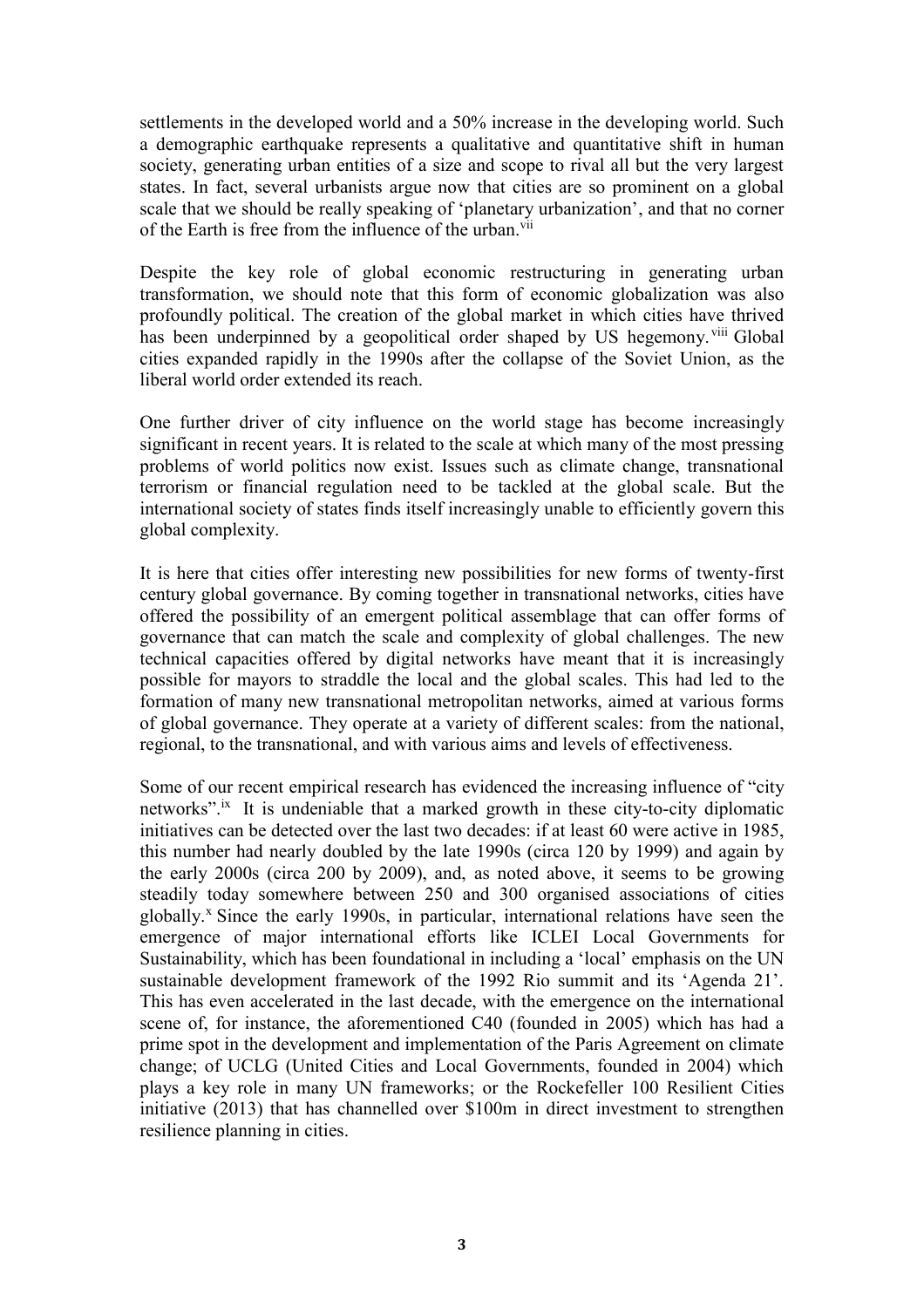settlements in the developed world and a 50% increase in the developing world. Such a demographic earthquake represents a qualitative and quantitative shift in human society, generating urban entities of a size and scope to rival all but the very largest states. In fact, several urbanists argue now that cities are so prominent on a global scale that we should be really speaking of 'planetary urbanization', and that no corner of the Earth is free from the influence of the urban.[vii]

Despite the key role of global economic restructuring in generating urban transformation, we should note that this form of economic globalization was also profoundly political. The creation of the global market in which cities have thrived has been underpinned by a geopolitical order shaped by US hegemony.[viii] Global cities expanded rapidly in the 1990s after the collapse of the Soviet Union, as the liberal world order extended its reach.

One further driver of city influence on the world stage has become increasingly significant in recent years. It is related to the scale at which many of the most pressing problems of world politics now exist. Issues such as climate change, transnational terrorism or financial regulation need to be tackled at the global scale. But the international society of states finds itself increasingly unable to efficiently govern this global complexity.

It is here that cities offer interesting new possibilities for new forms of twenty-first century global governance. By coming together in transnational networks, cities have offered the possibility of an emergent political assemblage that can offer forms of governance that can match the scale and complexity of global challenges. The new technical capacities offered by digital networks have meant that it is increasingly possible for mayors to straddle the local and the global scales. This had led to the formation of many new transnational metropolitan networks, aimed at various forms of global governance. They operate at a variety of different scales: from the national, regional, to the transnational, and with various aims and levels of effectiveness.

Some of our recent empirical research has evidenced the increasing influence of "city networks".[ix] It is undeniable that a marked growth in these city-to-city diplomatic initiatives can be detected over the last two decades: if at least 60 were active in 1985, this number had nearly doubled by the late 1990s (circa 120 by 1999) and again by the early 2000s (circa 200 by 2009), and, as noted above, it seems to be growing steadily today somewhere between 250 and 300 organised associations of cities globally.[x] Since the early 1990s, in particular, international relations have seen the emergence of major international efforts like ICLEI Local Governments for Sustainability, which has been foundational in including a 'local' emphasis on the UN sustainable development framework of the 1992 Rio summit and its 'Agenda 21'. This has even accelerated in the last decade, with the emergence on the international scene of, for instance, the aforementioned C40 (founded in 2005) which has had a prime spot in the development and implementation of the Paris Agreement on climate change; of UCLG (United Cities and Local Governments, founded in 2004) which plays a key role in many UN frameworks; or the Rockefeller 100 Resilient Cities initiative (2013) that has channelled over $100m in direct investment to strengthen resilience planning in cities.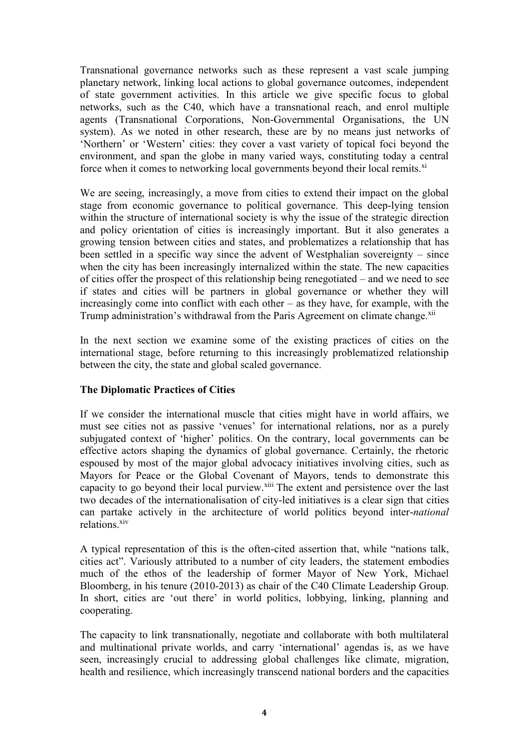Transnational governance networks such as these represent a vast scale jumping planetary network, linking local actions to global governance outcomes, independent of state government activities. In this article we give specific focus to global networks, such as the C40, which have a transnational reach, and enrol multiple agents (Transnational Corporations, Non-Governmental Organisations, the UN system). As we noted in other research, these are by no means just networks of 'Northern' or 'Western' cities: they cover a vast variety of topical foci beyond the environment, and span the globe in many varied ways, constituting today a central force when it comes to networking local governments beyond their local remits.[xi]

We are seeing, increasingly, a move from cities to extend their impact on the global stage from economic governance to political governance. This deep-lying tension within the structure of international society is why the issue of the strategic direction and policy orientation of cities is increasingly important. But it also generates a growing tension between cities and states, and problematizes a relationship that has been settled in a specific way since the advent of Westphalian sovereignty – since when the city has been increasingly internalized within the state. The new capacities of cities offer the prospect of this relationship being renegotiated – and we need to see if states and cities will be partners in global governance or whether they will increasingly come into conflict with each other – as they have, for example, with the Trump administration's withdrawal from the Paris Agreement on climate change.[xii]

In the next section we examine some of the existing practices of cities on the international stage, before returning to this increasingly problematized relationship between the city, the state and global scaled governance.

**The Diplomatic Practices of Cities**

If we consider the international muscle that cities might have in world affairs, we must see cities not as passive 'venues' for international relations, nor as a purely subjugated context of 'higher' politics. On the contrary, local governments can be effective actors shaping the dynamics of global governance. Certainly, the rhetoric espoused by most of the major global advocacy initiatives involving cities, such as Mayors for Peace or the Global Covenant of Mayors, tends to demonstrate this capacity to go beyond their local purview.[xiii] The extent and persistence over the last two decades of the internationalisation of city-led initiatives is a clear sign that cities can partake actively in the architecture of world politics beyond inter-*national* relations.[xiv]

A typical representation of this is the often-cited assertion that, while "nations talk, cities act". Variously attributed to a number of city leaders, the statement embodies much of the ethos of the leadership of former Mayor of New York, Michael Bloomberg, in his tenure (2010-2013) as chair of the C40 Climate Leadership Group. In short, cities are 'out there' in world politics, lobbying, linking, planning and cooperating.

The capacity to link transnationally, negotiate and collaborate with both multilateral and multinational private worlds, and carry 'international' agendas is, as we have seen, increasingly crucial to addressing global challenges like climate, migration, health and resilience, which increasingly transcend national borders and the capacities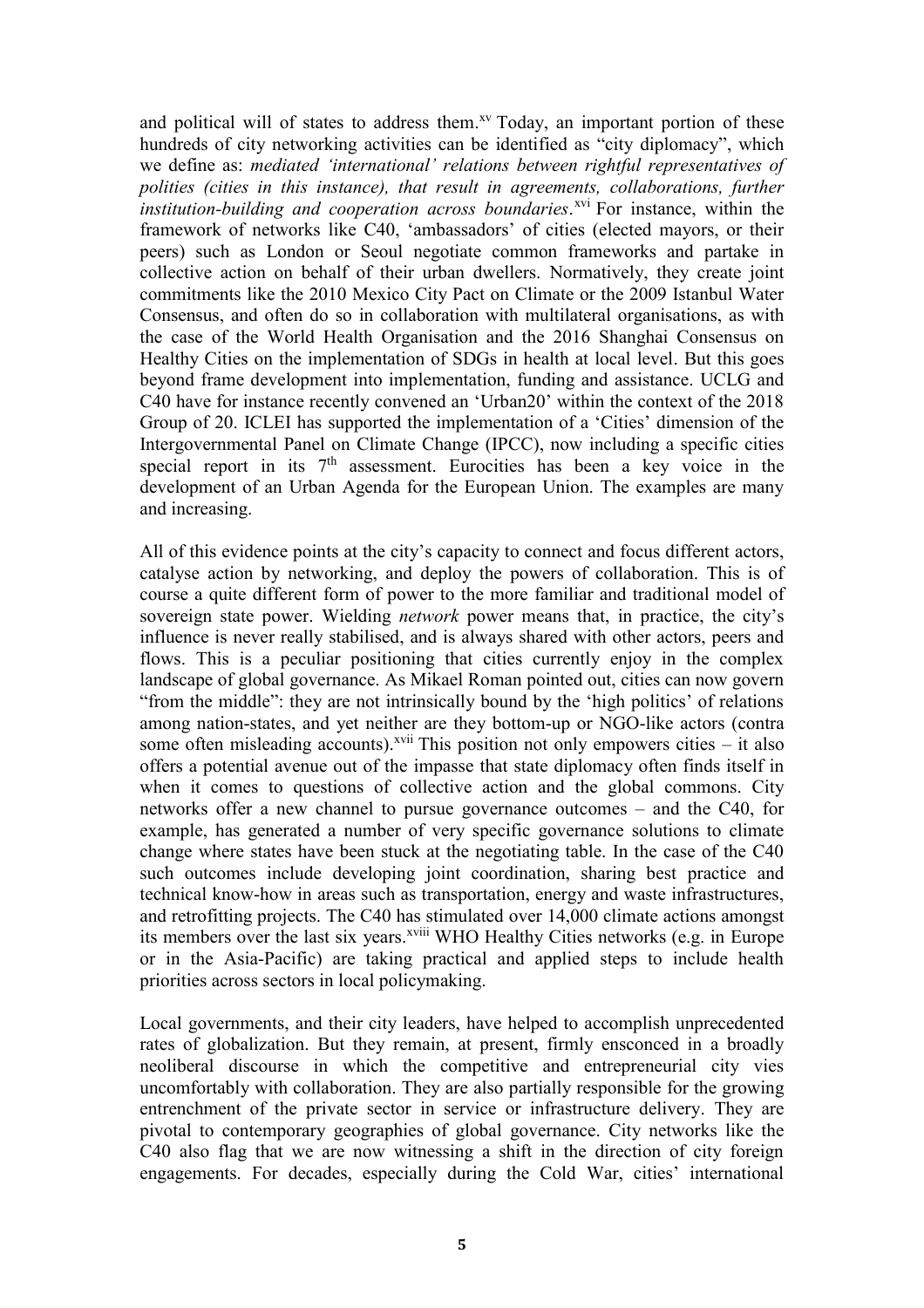and political will of states to address them.[xv] Today, an important portion of these hundreds of city networking activities can be identified as "city diplomacy", which we define as: *mediated 'international' relations between rightful representatives of polities (cities in this instance), that result in agreements, collaborations, further institution-building and cooperation across boundaries*.[xvi] For instance, within the framework of networks like C40, 'ambassadors' of cities (elected mayors, or their peers) such as London or Seoul negotiate common frameworks and partake in collective action on behalf of their urban dwellers. Normatively, they create joint commitments like the 2010 Mexico City Pact on Climate or the 2009 Istanbul Water Consensus, and often do so in collaboration with multilateral organisations, as with the case of the World Health Organisation and the 2016 Shanghai Consensus on Healthy Cities on the implementation of SDGs in health at local level. But this goes beyond frame development into implementation, funding and assistance. UCLG and C40 have for instance recently convened an 'Urban20' within the context of the 2018 Group of 20. ICLEI has supported the implementation of a 'Cities' dimension of the Intergovernmental Panel on Climate Change (IPCC), now including a specific cities special report in its 7th assessment. Eurocities has been a key voice in the development of an Urban Agenda for the European Union. The examples are many and increasing.

All of this evidence points at the city's capacity to connect and focus different actors, catalyse action by networking, and deploy the powers of collaboration. This is of course a quite different form of power to the more familiar and traditional model of sovereign state power. Wielding *network* power means that, in practice, the city's influence is never really stabilised, and is always shared with other actors, peers and flows. This is a peculiar positioning that cities currently enjoy in the complex landscape of global governance. As Mikael Roman pointed out, cities can now govern "from the middle": they are not intrinsically bound by the 'high politics' of relations among nation-states, and yet neither are they bottom-up or NGO-like actors (contra some often misleading accounts).[xvii] This position not only empowers cities – it also offers a potential avenue out of the impasse that state diplomacy often finds itself in when it comes to questions of collective action and the global commons. City networks offer a new channel to pursue governance outcomes – and the C40, for example, has generated a number of very specific governance solutions to climate change where states have been stuck at the negotiating table. In the case of the C40 such outcomes include developing joint coordination, sharing best practice and technical know-how in areas such as transportation, energy and waste infrastructures, and retrofitting projects. The C40 has stimulated over 14,000 climate actions amongst its members over the last six years.[xviii] WHO Healthy Cities networks (e.g. in Europe or in the Asia-Pacific) are taking practical and applied steps to include health priorities across sectors in local policymaking.

Local governments, and their city leaders, have helped to accomplish unprecedented rates of globalization. But they remain, at present, firmly ensconced in a broadly neoliberal discourse in which the competitive and entrepreneurial city vies uncomfortably with collaboration. They are also partially responsible for the growing entrenchment of the private sector in service or infrastructure delivery. They are pivotal to contemporary geographies of global governance. City networks like the C40 also flag that we are now witnessing a shift in the direction of city foreign engagements. For decades, especially during the Cold War, cities' international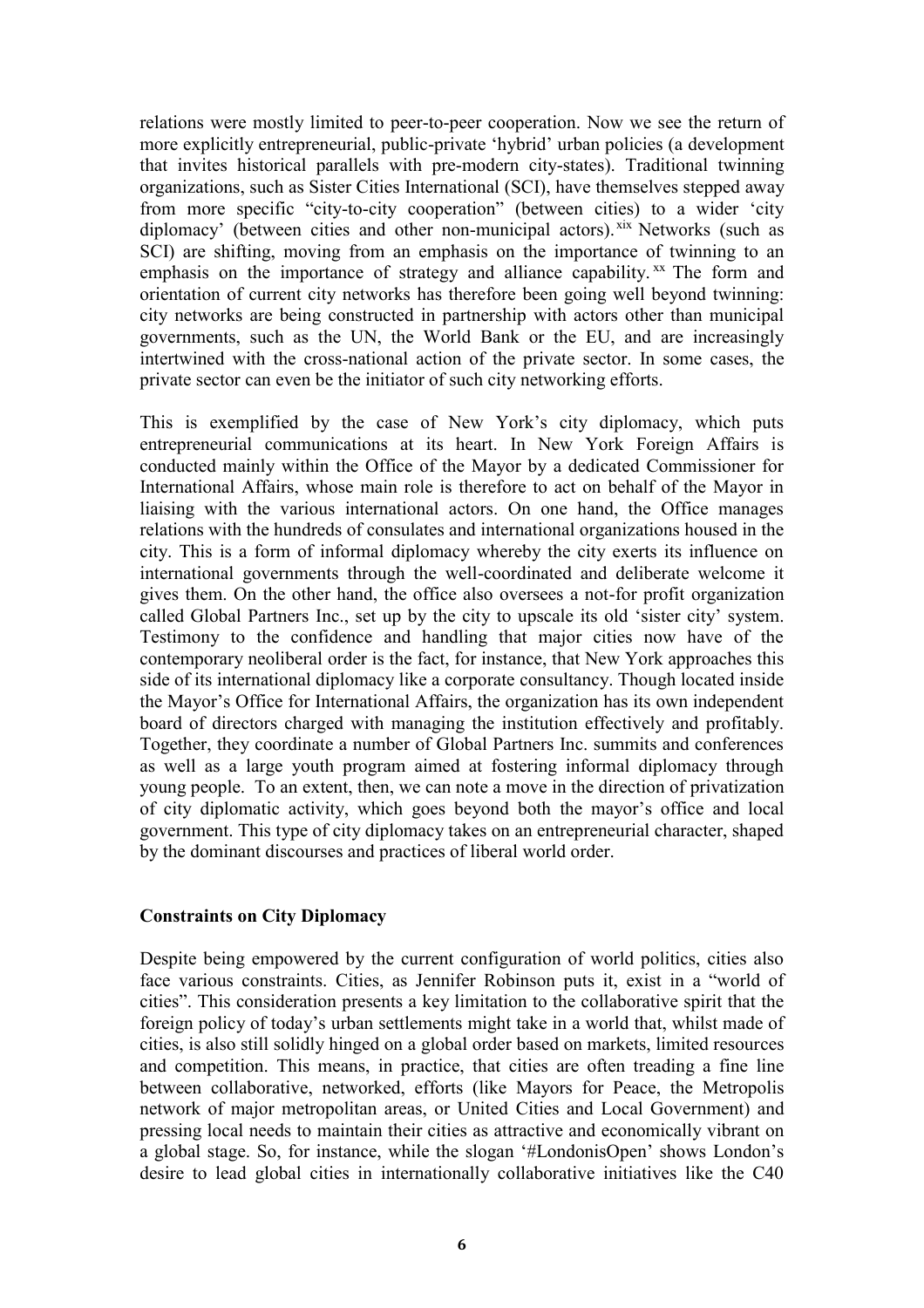relations were mostly limited to peer-to-peer cooperation. Now we see the return of more explicitly entrepreneurial, public-private 'hybrid' urban policies (a development that invites historical parallels with pre-modern city-states). Traditional twinning organizations, such as Sister Cities International (SCI), have themselves stepped away from more specific "city-to-city cooperation" (between cities) to a wider 'city diplomacy' (between cities and other non-municipal actors).[xix] Networks (such as SCI) are shifting, moving from an emphasis on the importance of twinning to an emphasis on the importance of strategy and alliance capability.[xx] The form and orientation of current city networks has therefore been going well beyond twinning: city networks are being constructed in partnership with actors other than municipal governments, such as the UN, the World Bank or the EU, and are increasingly intertwined with the cross-national action of the private sector. In some cases, the private sector can even be the initiator of such city networking efforts.

This is exemplified by the case of New York's city diplomacy, which puts entrepreneurial communications at its heart. In New York Foreign Affairs is conducted mainly within the Office of the Mayor by a dedicated Commissioner for International Affairs, whose main role is therefore to act on behalf of the Mayor in liaising with the various international actors. On one hand, the Office manages relations with the hundreds of consulates and international organizations housed in the city. This is a form of informal diplomacy whereby the city exerts its influence on international governments through the well-coordinated and deliberate welcome it gives them. On the other hand, the office also oversees a not-for profit organization called Global Partners Inc., set up by the city to upscale its old 'sister city' system. Testimony to the confidence and handling that major cities now have of the contemporary neoliberal order is the fact, for instance, that New York approaches this side of its international diplomacy like a corporate consultancy. Though located inside the Mayor's Office for International Affairs, the organization has its own independent board of directors charged with managing the institution effectively and profitably. Together, they coordinate a number of Global Partners Inc. summits and conferences as well as a large youth program aimed at fostering informal diplomacy through young people. To an extent, then, we can note a move in the direction of privatization of city diplomatic activity, which goes beyond both the mayor's office and local government. This type of city diplomacy takes on an entrepreneurial character, shaped by the dominant discourses and practices of liberal world order.

## Constraints on City Diplomacy

Despite being empowered by the current configuration of world politics, cities also face various constraints. Cities, as Jennifer Robinson puts it, exist in a "world of cities". This consideration presents a key limitation to the collaborative spirit that the foreign policy of today's urban settlements might take in a world that, whilst made of cities, is also still solidly hinged on a global order based on markets, limited resources and competition. This means, in practice, that cities are often treading a fine line between collaborative, networked, efforts (like Mayors for Peace, the Metropolis network of major metropolitan areas, or United Cities and Local Government) and pressing local needs to maintain their cities as attractive and economically vibrant on a global stage. So, for instance, while the slogan '#LondonisOpen' shows London's desire to lead global cities in internationally collaborative initiatives like the C40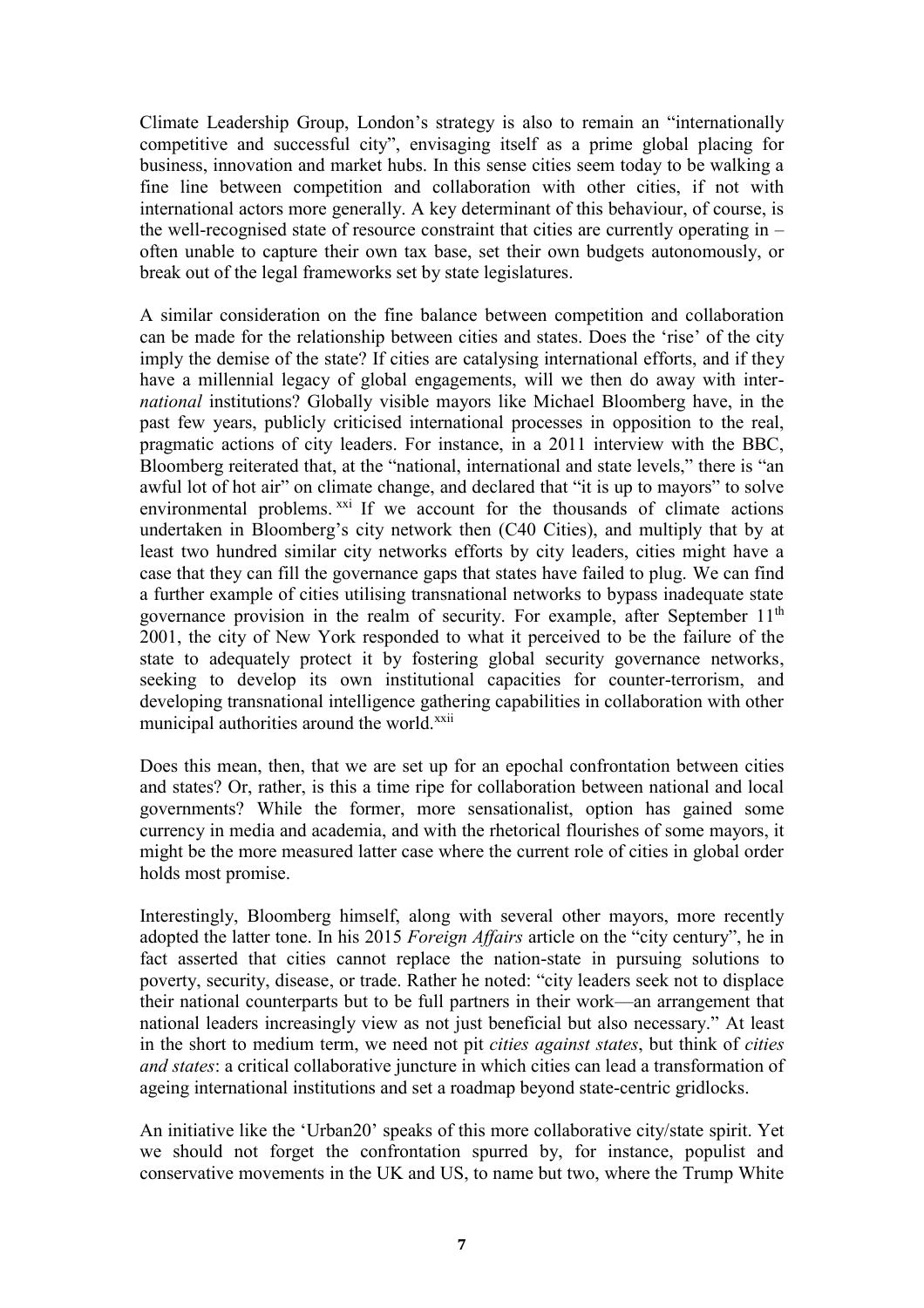Climate Leadership Group, London's strategy is also to remain an "internationally competitive and successful city", envisaging itself as a prime global placing for business, innovation and market hubs. In this sense cities seem today to be walking a fine line between competition and collaboration with other cities, if not with international actors more generally. A key determinant of this behaviour, of course, is the well-recognised state of resource constraint that cities are currently operating in – often unable to capture their own tax base, set their own budgets autonomously, or break out of the legal frameworks set by state legislatures.

A similar consideration on the fine balance between competition and collaboration can be made for the relationship between cities and states. Does the 'rise' of the city imply the demise of the state? If cities are catalysing international efforts, and if they have a millennial legacy of global engagements, will we then do away with inter-*national* institutions? Globally visible mayors like Michael Bloomberg have, in the past few years, publicly criticised international processes in opposition to the real, pragmatic actions of city leaders. For instance, in a 2011 interview with the BBC, Bloomberg reiterated that, at the "national, international and state levels," there is "an awful lot of hot air" on climate change, and declared that "it is up to mayors" to solve environmental problems.[xxi] If we account for the thousands of climate actions undertaken in Bloomberg's city network then (C40 Cities), and multiply that by at least two hundred similar city networks efforts by city leaders, cities might have a case that they can fill the governance gaps that states have failed to plug. We can find a further example of cities utilising transnational networks to bypass inadequate state governance provision in the realm of security. For example, after September 11th 2001, the city of New York responded to what it perceived to be the failure of the state to adequately protect it by fostering global security governance networks, seeking to develop its own institutional capacities for counter-terrorism, and developing transnational intelligence gathering capabilities in collaboration with other municipal authorities around the world.[xxii]

Does this mean, then, that we are set up for an epochal confrontation between cities and states? Or, rather, is this a time ripe for collaboration between national and local governments? While the former, more sensationalist, option has gained some currency in media and academia, and with the rhetorical flourishes of some mayors, it might be the more measured latter case where the current role of cities in global order holds most promise.

Interestingly, Bloomberg himself, along with several other mayors, more recently adopted the latter tone. In his 2015 *Foreign Affairs* article on the "city century", he in fact asserted that cities cannot replace the nation-state in pursuing solutions to poverty, security, disease, or trade. Rather he noted: "city leaders seek not to displace their national counterparts but to be full partners in their work—an arrangement that national leaders increasingly view as not just beneficial but also necessary." At least in the short to medium term, we need not pit *cities against states*, but think of *cities and states*: a critical collaborative juncture in which cities can lead a transformation of ageing international institutions and set a roadmap beyond state-centric gridlocks.

An initiative like the 'Urban20' speaks of this more collaborative city/state spirit. Yet we should not forget the confrontation spurred by, for instance, populist and conservative movements in the UK and US, to name but two, where the Trump White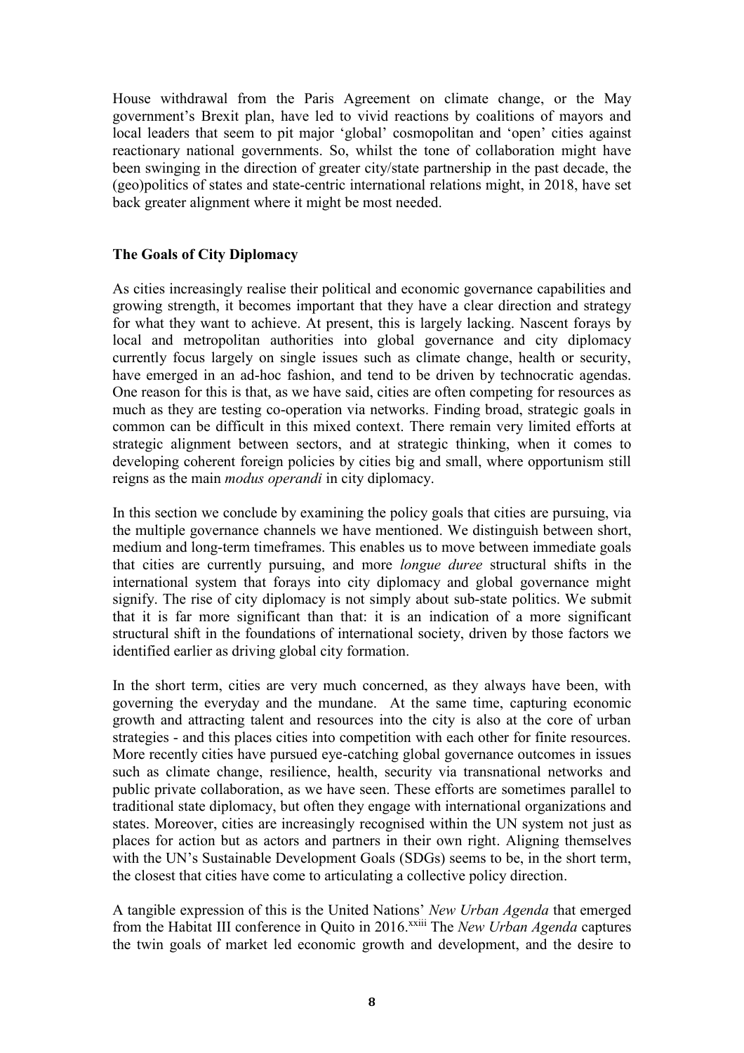House withdrawal from the Paris Agreement on climate change, or the May government's Brexit plan, have led to vivid reactions by coalitions of mayors and local leaders that seem to pit major 'global' cosmopolitan and 'open' cities against reactionary national governments. So, whilst the tone of collaboration might have been swinging in the direction of greater city/state partnership in the past decade, the (geo)politics of states and state-centric international relations might, in 2018, have set back greater alignment where it might be most needed.

## The Goals of City Diplomacy

As cities increasingly realise their political and economic governance capabilities and growing strength, it becomes important that they have a clear direction and strategy for what they want to achieve. At present, this is largely lacking. Nascent forays by local and metropolitan authorities into global governance and city diplomacy currently focus largely on single issues such as climate change, health or security, have emerged in an ad-hoc fashion, and tend to be driven by technocratic agendas. One reason for this is that, as we have said, cities are often competing for resources as much as they are testing co-operation via networks. Finding broad, strategic goals in common can be difficult in this mixed context. There remain very limited efforts at strategic alignment between sectors, and at strategic thinking, when it comes to developing coherent foreign policies by cities big and small, where opportunism still reigns as the main *modus operandi* in city diplomacy.

In this section we conclude by examining the policy goals that cities are pursuing, via the multiple governance channels we have mentioned. We distinguish between short, medium and long-term timeframes. This enables us to move between immediate goals that cities are currently pursuing, and more *longue duree* structural shifts in the international system that forays into city diplomacy and global governance might signify. The rise of city diplomacy is not simply about sub-state politics. We submit that it is far more significant than that: it is an indication of a more significant structural shift in the foundations of international society, driven by those factors we identified earlier as driving global city formation.

In the short term, cities are very much concerned, as they always have been, with governing the everyday and the mundane. At the same time, capturing economic growth and attracting talent and resources into the city is also at the core of urban strategies - and this places cities into competition with each other for finite resources. More recently cities have pursued eye-catching global governance outcomes in issues such as climate change, resilience, health, security via transnational networks and public private collaboration, as we have seen. These efforts are sometimes parallel to traditional state diplomacy, but often they engage with international organizations and states. Moreover, cities are increasingly recognised within the UN system not just as places for action but as actors and partners in their own right. Aligning themselves with the UN's Sustainable Development Goals (SDGs) seems to be, in the short term, the closest that cities have come to articulating a collective policy direction.

A tangible expression of this is the United Nations' *New Urban Agenda* that emerged from the Habitat III conference in Quito in 2016.[xxiii] The *New Urban Agenda* captures the twin goals of market led economic growth and development, and the desire to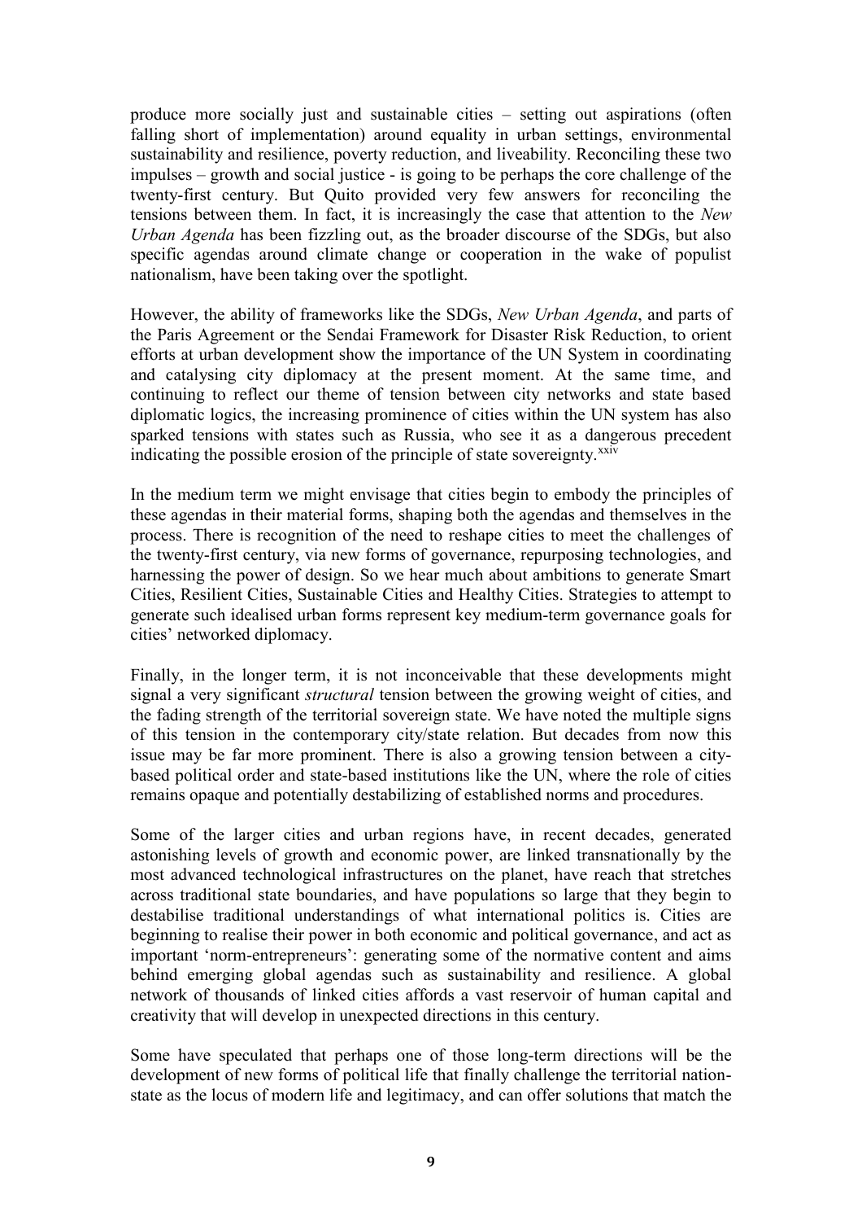produce more socially just and sustainable cities – setting out aspirations (often falling short of implementation) around equality in urban settings, environmental sustainability and resilience, poverty reduction, and liveability. Reconciling these two impulses – growth and social justice - is going to be perhaps the core challenge of the twenty-first century. But Quito provided very few answers for reconciling the tensions between them. In fact, it is increasingly the case that attention to the *New Urban Agenda* has been fizzling out, as the broader discourse of the SDGs, but also specific agendas around climate change or cooperation in the wake of populist nationalism, have been taking over the spotlight.

However, the ability of frameworks like the SDGs, *New Urban Agenda*, and parts of the Paris Agreement or the Sendai Framework for Disaster Risk Reduction, to orient efforts at urban development show the importance of the UN System in coordinating and catalysing city diplomacy at the present moment. At the same time, and continuing to reflect our theme of tension between city networks and state based diplomatic logics, the increasing prominence of cities within the UN system has also sparked tensions with states such as Russia, who see it as a dangerous precedent indicating the possible erosion of the principle of state sovereignty.[xxiv]

In the medium term we might envisage that cities begin to embody the principles of these agendas in their material forms, shaping both the agendas and themselves in the process. There is recognition of the need to reshape cities to meet the challenges of the twenty-first century, via new forms of governance, repurposing technologies, and harnessing the power of design. So we hear much about ambitions to generate Smart Cities, Resilient Cities, Sustainable Cities and Healthy Cities. Strategies to attempt to generate such idealised urban forms represent key medium-term governance goals for cities' networked diplomacy.

Finally, in the longer term, it is not inconceivable that these developments might signal a very significant *structural* tension between the growing weight of cities, and the fading strength of the territorial sovereign state. We have noted the multiple signs of this tension in the contemporary city/state relation. But decades from now this issue may be far more prominent. There is also a growing tension between a city-based political order and state-based institutions like the UN, where the role of cities remains opaque and potentially destabilizing of established norms and procedures.

Some of the larger cities and urban regions have, in recent decades, generated astonishing levels of growth and economic power, are linked transnationally by the most advanced technological infrastructures on the planet, have reach that stretches across traditional state boundaries, and have populations so large that they begin to destabilise traditional understandings of what international politics is. Cities are beginning to realise their power in both economic and political governance, and act as important 'norm-entrepreneurs': generating some of the normative content and aims behind emerging global agendas such as sustainability and resilience. A global network of thousands of linked cities affords a vast reservoir of human capital and creativity that will develop in unexpected directions in this century.

Some have speculated that perhaps one of those long-term directions will be the development of new forms of political life that finally challenge the territorial nation-state as the locus of modern life and legitimacy, and can offer solutions that match the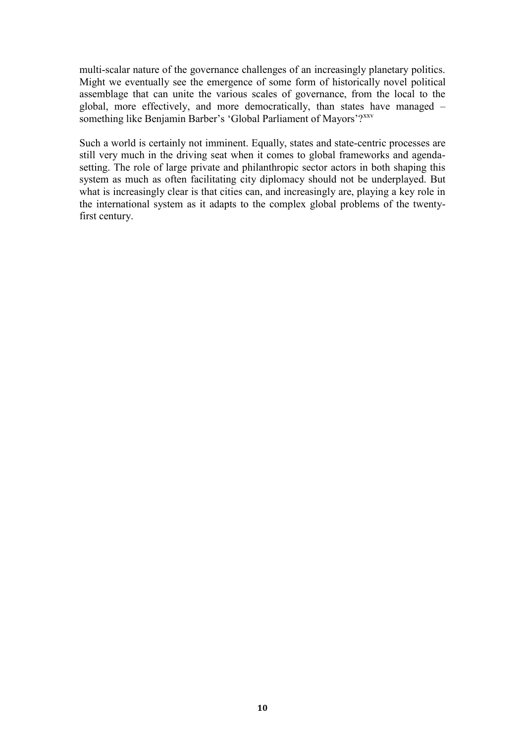multi-scalar nature of the governance challenges of an increasingly planetary politics. Might we eventually see the emergence of some form of historically novel political assemblage that can unite the various scales of governance, from the local to the global, more effectively, and more democratically, than states have managed – something like Benjamin Barber's 'Global Parliament of Mayors'?[xxv]

Such a world is certainly not imminent. Equally, states and state-centric processes are still very much in the driving seat when it comes to global frameworks and agenda-setting. The role of large private and philanthropic sector actors in both shaping this system as much as often facilitating city diplomacy should not be underplayed. But what is increasingly clear is that cities can, and increasingly are, playing a key role in the international system as it adapts to the complex global problems of the twenty-first century.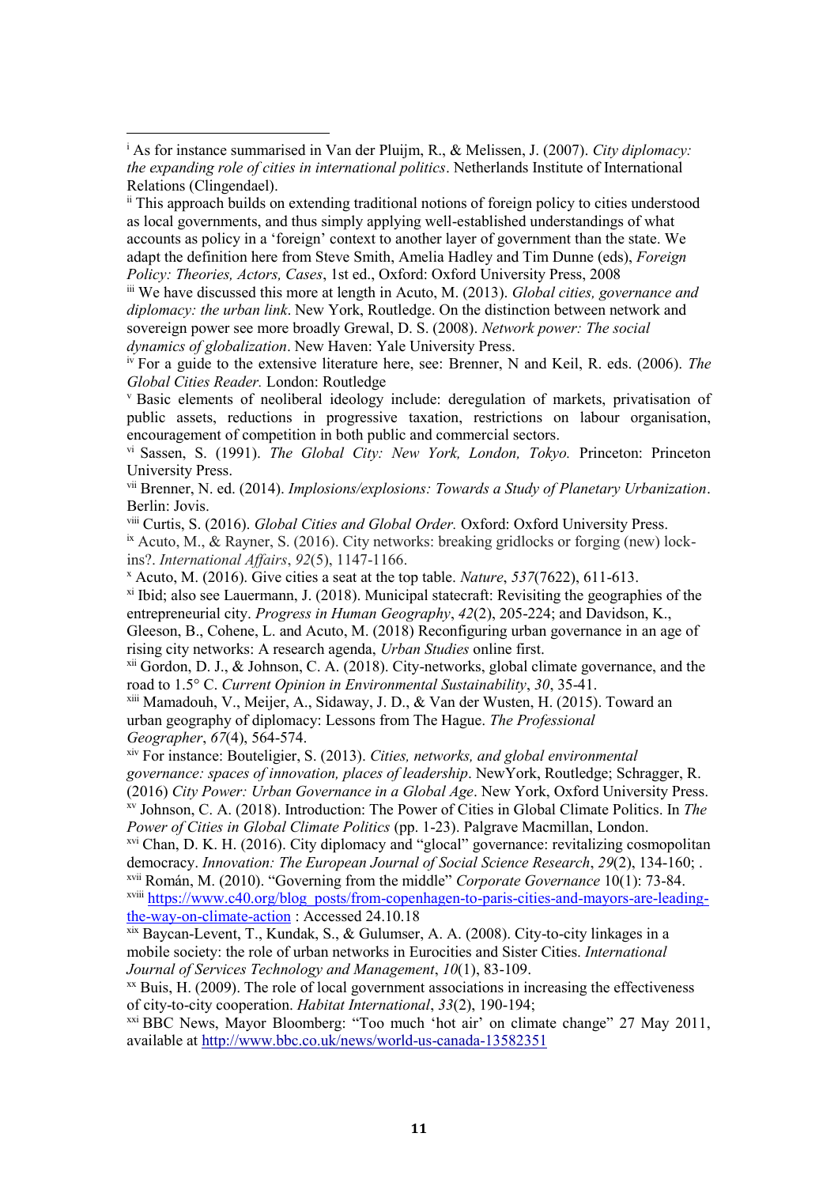[i] As for instance summarised in Van der Pluijm, R., & Melissen, J. (2007). *City diplomacy: the expanding role of cities in international politics*. Netherlands Institute of International Relations (Clingendael).

[ii] This approach builds on extending traditional notions of foreign policy to cities understood as local governments, and thus simply applying well-established understandings of what accounts as policy in a 'foreign' context to another layer of government than the state. We adapt the definition here from Steve Smith, Amelia Hadley and Tim Dunne (eds), *Foreign Policy: Theories, Actors, Cases*, 1st ed., Oxford: Oxford University Press, 2008

[iii] We have discussed this more at length in Acuto, M. (2013). *Global cities, governance and diplomacy: the urban link*. New York, Routledge. On the distinction between network and sovereign power see more broadly Grewal, D. S. (2008). *Network power: The social dynamics of globalization*. New Haven: Yale University Press.

[iv] For a guide to the extensive literature here, see: Brenner, N and Keil, R. eds. (2006). *The Global Cities Reader.* London: Routledge

[v] Basic elements of neoliberal ideology include: deregulation of markets, privatisation of public assets, reductions in progressive taxation, restrictions on labour organisation, encouragement of competition in both public and commercial sectors.

[vi] Sassen, S. (1991). *The Global City: New York, London, Tokyo.* Princeton: Princeton University Press.

[vii] Brenner, N. ed. (2014). *Implosions/explosions: Towards a Study of Planetary Urbanization*. Berlin: Jovis.

[viii] Curtis, S. (2016). *Global Cities and Global Order.* Oxford: Oxford University Press.

[ix] Acuto, M., & Rayner, S. (2016). City networks: breaking gridlocks or forging (new) lock-ins?. *International Affairs*, *92*(5), 1147-1166.

[x] Acuto, M. (2016). Give cities a seat at the top table. *Nature*, *537*(7622), 611-613.

[xi] Ibid; also see Lauermann, J. (2018). Municipal statecraft: Revisiting the geographies of the entrepreneurial city. *Progress in Human Geography*, *42*(2), 205-224; and Davidson, K., Gleeson, B., Cohene, L. and Acuto, M. (2018) Reconfiguring urban governance in an age of rising city networks: A research agenda, *Urban Studies* online first.

[xii] Gordon, D. J., & Johnson, C. A. (2018). City-networks, global climate governance, and the road to 1.5° C. *Current Opinion in Environmental Sustainability*, *30*, 35-41.

[xiii] Mamadouh, V., Meijer, A., Sidaway, J. D., & Van der Wusten, H. (2015). Toward an urban geography of diplomacy: Lessons from The Hague. *The Professional Geographer*, *67*(4), 564-574.

[xiv] For instance: Bouteligier, S. (2013). *Cities, networks, and global environmental governance: spaces of innovation, places of leadership*. NewYork, Routledge; Schragger, R. (2016) *City Power: Urban Governance in a Global Age*. New York, Oxford University Press.

[xv] Johnson, C. A. (2018). Introduction: The Power of Cities in Global Climate Politics. In *The Power of Cities in Global Climate Politics* (pp. 1-23). Palgrave Macmillan, London.

[xvi] Chan, D. K. H. (2016). City diplomacy and "glocal" governance: revitalizing cosmopolitan democracy. *Innovation: The European Journal of Social Science Research*, *29*(2), 134-160; .

[xvii] Román, M. (2010). "Governing from the middle" *Corporate Governance* 10(1): 73-84.

[xviii] https://www.c40.org/blog_posts/from-copenhagen-to-paris-cities-and-mayors-are-leading-the-way-on-climate-action : Accessed 24.10.18

[xix] Baycan-Levent, T., Kundak, S., & Gulumser, A. A. (2008). City-to-city linkages in a mobile society: the role of urban networks in Eurocities and Sister Cities. *International Journal of Services Technology and Management*, *10*(1), 83-109.

[xx] Buis, H. (2009). The role of local government associations in increasing the effectiveness of city-to-city cooperation. *Habitat International*, *33*(2), 190-194;

[xxi] BBC News, Mayor Bloomberg: "Too much 'hot air' on climate change" 27 May 2011, available at http://www.bbc.co.uk/news/world-us-canada-13582351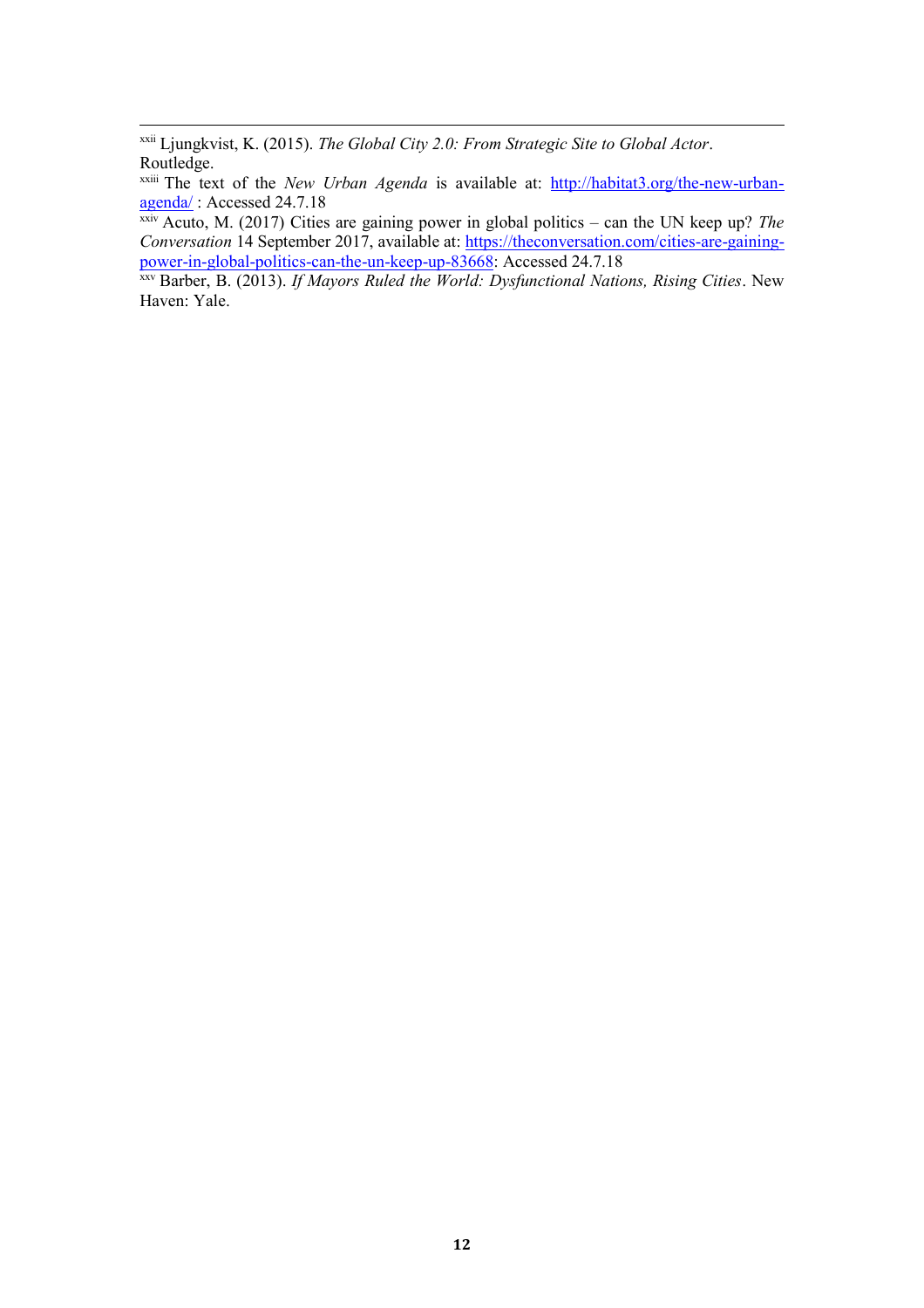[xxii] Ljungkvist, K. (2015). *The Global City 2.0: From Strategic Site to Global Actor*. Routledge.

[xxiii] The text of the *New Urban Agenda* is available at: http://habitat3.org/the-new-urban-agenda/ : Accessed 24.7.18

[xxiv] Acuto, M. (2017) Cities are gaining power in global politics – can the UN keep up? *The Conversation* 14 September 2017, available at: https://theconversation.com/cities-are-gaining-power-in-global-politics-can-the-un-keep-up-83668: Accessed 24.7.18

[xxv] Barber, B. (2013). *If Mayors Ruled the World: Dysfunctional Nations, Rising Cities*. New Haven: Yale.